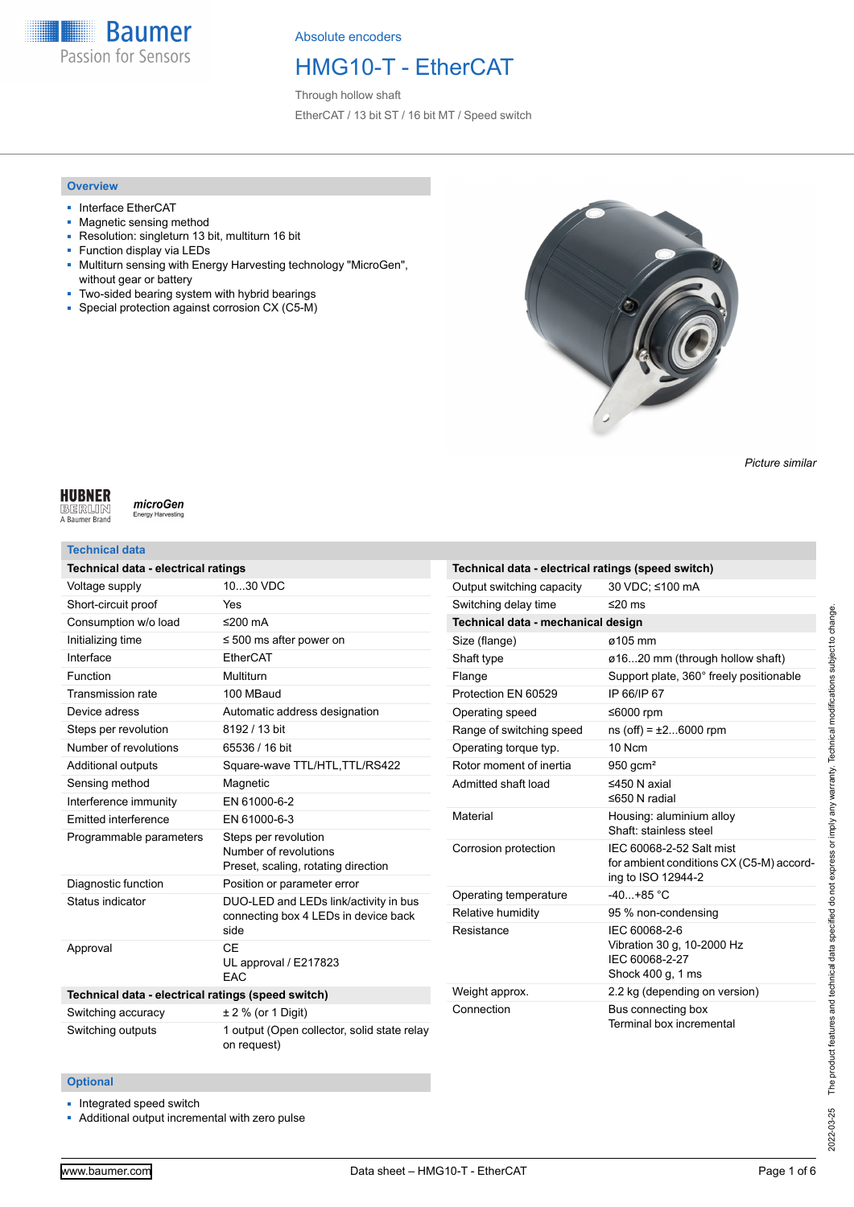Absolute encoders

# HMG10-T - EtherCAT

Through hollow shaft

EtherCAT / 13 bit ST / 16 bit MT / Speed switch

## Overview

- Interface EtherCAT
- Magnetic sensing method
- Resolution: singleturn 13 bit, multiturn 16 bit
- Function display via LEDs
- Multiturn sensing with Energy Harvesting technology "MicroGen", without gear or battery
- Two-sided bearing system with hybrid bearings
- Special protection against corrosion CX (C5-M)

*Picture similar*

## Technical data

| Technical data - electrical ratings | |
|---|---|
| Voltage supply | 10...30 VDC |
| Short-circuit proof | Yes |
| Consumption w/o load | ≤200 mA |
| Initializing time | ≤ 500 ms after power on |
| Interface | EtherCAT |
| Function | Multiturn |
| Transmission rate | 100 MBaud |
| Device adress | Automatic address designation |
| Steps per revolution | 8192 / 13 bit |
| Number of revolutions | 65536 / 16 bit |
| Additional outputs | Square-wave TTL/HTL,TTL/RS422 |
| Sensing method | Magnetic |
| Interference immunity | EN 61000-6-2 |
| Emitted interference | EN 61000-6-3 |
| Programmable parameters | Steps per revolution<br>Number of revolutions<br>Preset, scaling, rotating direction |
| Diagnostic function | Position or parameter error |
| Status indicator | DUO-LED and LEDs link/activity in bus connecting box 4 LEDs in device back side |
| Approval | CE<br>UL approval / E217823<br>EAC |

| Technical data - electrical ratings (speed switch) | |
|---|---|
| Switching accuracy | ± 2 % (or 1 Digit) |
| Switching outputs | 1 output (Open collector, solid state relay on request) |
| Output switching capacity | 30 VDC; ≤100 mA |
| Switching delay time | ≤20 ms |

| Technical data - mechanical design | |
|---|---|
| Size (flange) | ø105 mm |
| Shaft type | ø16...20 mm (through hollow shaft) |
| Flange | Support plate, 360° freely positionable |
| Protection EN 60529 | IP 66/IP 67 |
| Operating speed | ≤6000 rpm |
| Range of switching speed | ns (off) = ±2...6000 rpm |
| Operating torque typ. | 10 Ncm |
| Rotor moment of inertia | 950 gcm² |
| Admitted shaft load | ≤450 N axial<br>≤650 N radial |
| Material | Housing: aluminium alloy<br>Shaft: stainless steel |
| Corrosion protection | IEC 60068-2-52 Salt mist for ambient conditions CX (C5-M) according to ISO 12944-2 |
| Operating temperature | -40...+85 °C |
| Relative humidity | 95 % non-condensing |
| Resistance | IEC 60068-2-6<br>Vibration 30 g, 10-2000 Hz<br>IEC 60068-2-27<br>Shock 400 g, 1 ms |
| Weight approx. | 2.2 kg (depending on version) |
| Connection | Bus connecting box<br>Terminal box incremental |

## Optional

- Integrated speed switch
- Additional output incremental with zero pulse

2022-03-25 The product features and technical data specified do not express or imply any warranty. Technical modifications subject to change.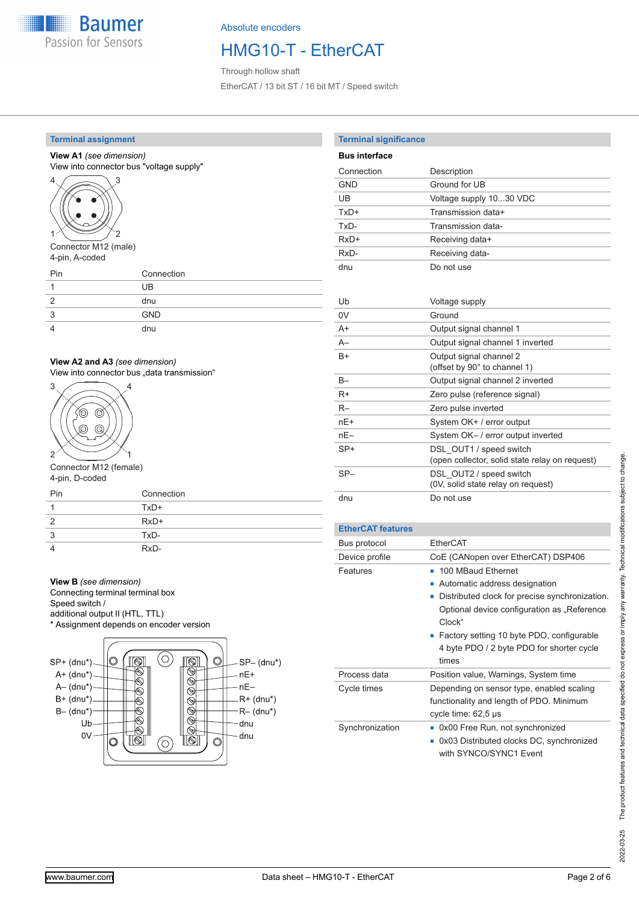## Terminal assignment

**View A1** *(see dimension)*
View into connector bus "voltage supply"

Connector M12 (male)
4-pin, A-coded

| Pin | Connection |
|---|---|
| 1 | UB |
| 2 | dnu |
| 3 | GND |
| 4 | dnu |

**View A2 and A3** *(see dimension)*
View into connector bus „data transmission“

Connector M12 (female)
4-pin, D-coded

| Pin | Connection |
|---|---|
| 1 | TxD+ |
| 2 | RxD+ |
| 3 | TxD- |
| 4 | RxD- |

**View B** *(see dimension)*
Connecting terminal terminal box
Speed switch /
additional output II (HTL, TTL)
* Assignment depends on encoder version

SP+ (dnu*), A+ (dnu*), A– (dnu*), B+ (dnu*), B– (dnu*), Ub, 0V
SP– (dnu*), nE+, nE–, R+ (dnu*), R– (dnu*), dnu, dnu

## Terminal significance

**Bus interface**

| Connection | Description |
|---|---|
| GND | Ground for UB |
| UB | Voltage supply 10...30 VDC |
| TxD+ | Transmission data+ |
| TxD- | Transmission data- |
| RxD+ | Receiving data+ |
| RxD- | Receiving data- |
| dnu | Do not use |

| | |
|---|---|
| Ub | Voltage supply |
| 0V | Ground |
| A+ | Output signal channel 1 |
| A– | Output signal channel 1 inverted |
| B+ | Output signal channel 2 (offset by 90° to channel 1) |
| B– | Output signal channel 2 inverted |
| R+ | Zero pulse (reference signal) |
| R– | Zero pulse inverted |
| nE+ | System OK+ / error output |
| nE– | System OK– / error output inverted |
| SP+ | DSL_OUT1 / speed switch (open collector, solid state relay on request) |
| SP– | DSL_OUT2 / speed switch (0V, solid state relay on request) |
| dnu | Do not use |

## EtherCAT features

| | |
|---|---|
| Bus protocol | EtherCAT |
| Device profile | CoE (CANopen over EtherCAT) DSP406 |
| Features | ▪ 100 MBaud Ethernet<br>▪ Automatic address designation<br>▪ Distributed clock for precise synchronization. Optional device configuration as „Reference Clock“<br>▪ Factory setting 10 byte PDO, configurable 4 byte PDO / 2 byte PDO for shorter cycle times |
| Process data | Position value, Warnings, System time |
| Cycle times | Depending on sensor type, enabled scaling functionality and length of PDO. Minimum cycle time: 62,5 µs |
| Synchronization | ▪ 0x00 Free Run, not synchronized<br>▪ 0x03 Distributed clocks DC, synchronized with SYNCO/SYNC1 Event |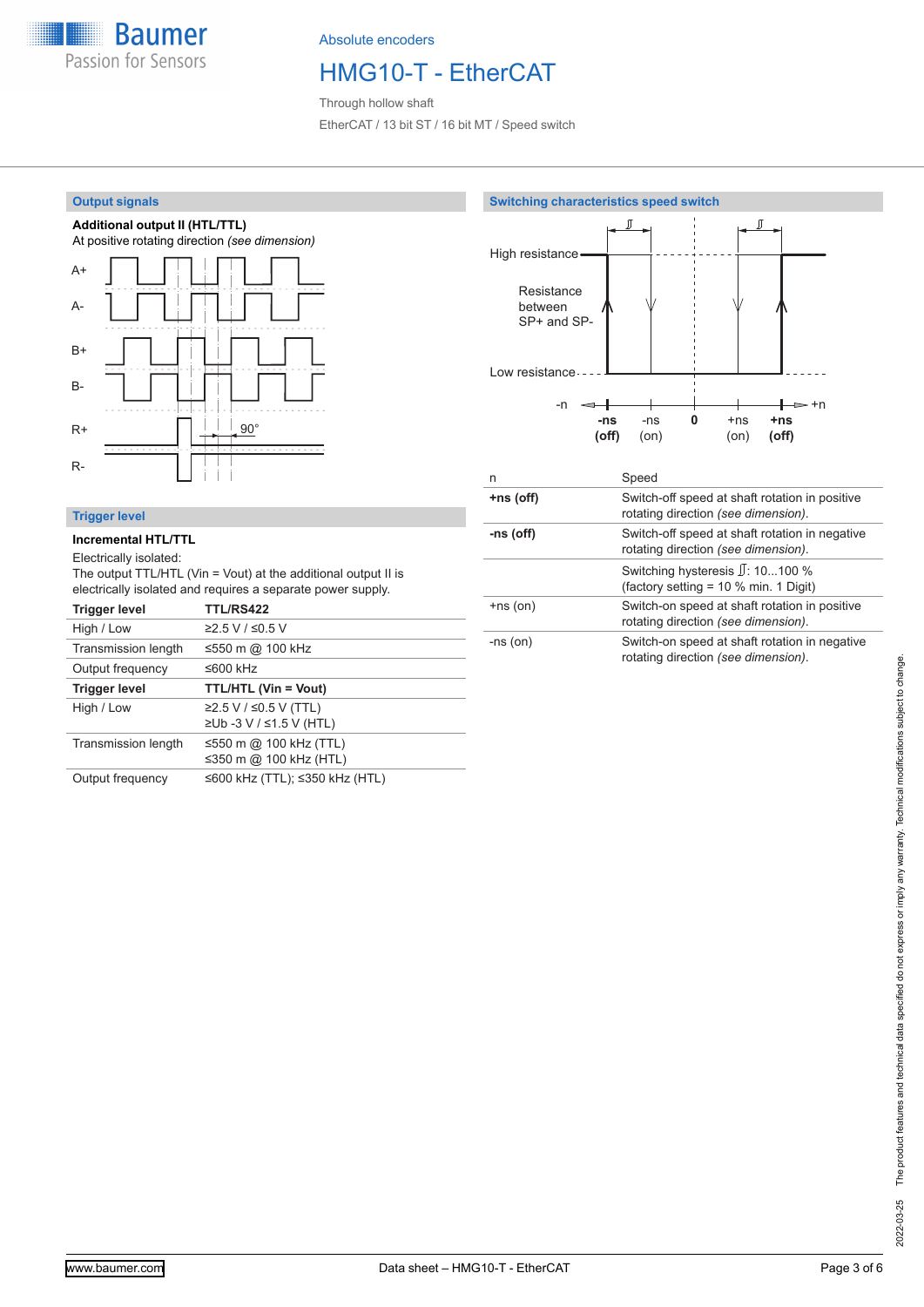## Output signals

**Additional output II (HTL/TTL)**
At positive rotating direction *(see dimension)*

A+

A-

B+

B-

R+

R-

90°

## Trigger level

**Incremental HTL/TTL**

Electrically isolated:
The output TTL/HTL (Vin = Vout) at the additional output II is electrically isolated and requires a separate power supply.

| **Trigger level** | **TTL/RS422** |
|---|---|
| High / Low | ≥2.5 V / ≤0.5 V |
| Transmission length | ≤550 m @ 100 kHz |
| Output frequency | ≤600 kHz |
| **Trigger level** | **TTL/HTL (Vin = Vout)** |
| High / Low | ≥2.5 V / ≤0.5 V (TTL)<br>≥Ub -3 V / ≤1.5 V (HTL) |
| Transmission length | ≤550 m @ 100 kHz (TTL)<br>≤350 m @ 100 kHz (HTL) |
| Output frequency | ≤600 kHz (TTL); ≤350 kHz (HTL) |

## Switching characteristics speed switch

High resistance

Resistance between SP+ and SP-

Low resistance

-n · **-ns (off)** · -ns (on) · **0** · +ns (on) · **+ns (off)** · +n

| n | Speed |
|---|---|
| **+ns (off)** | Switch-off speed at shaft rotation in positive rotating direction *(see dimension)*. |
| **-ns (off)** | Switch-off speed at shaft rotation in negative rotating direction *(see dimension)*. |
| | Switching hysteresis ⎍: 10...100 %<br>(factory setting = 10 % min. 1 Digit) |
| +ns (on) | Switch-on speed at shaft rotation in positive rotating direction *(see dimension)*. |
| -ns (on) | Switch-on speed at shaft rotation in negative rotating direction *(see dimension)*. |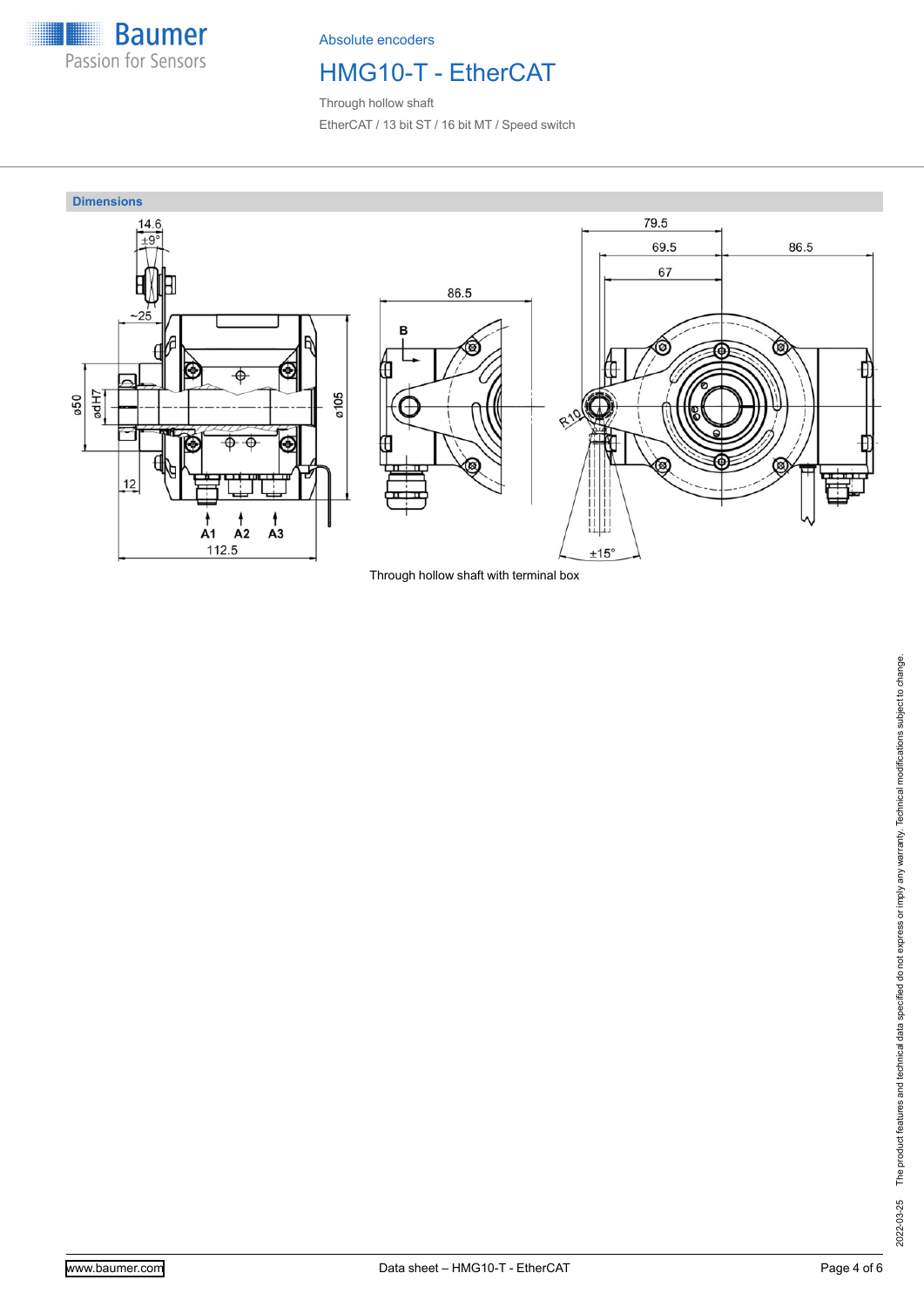Absolute encoders

# HMG10-T - EtherCAT

Through hollow shaft

EtherCAT / 13 bit ST / 16 bit MT / Speed switch

## Dimensions

Through hollow shaft with terminal box

2022-03-25 The product features and technical data specified do not express or imply any warranty. Technical modifications subject to change.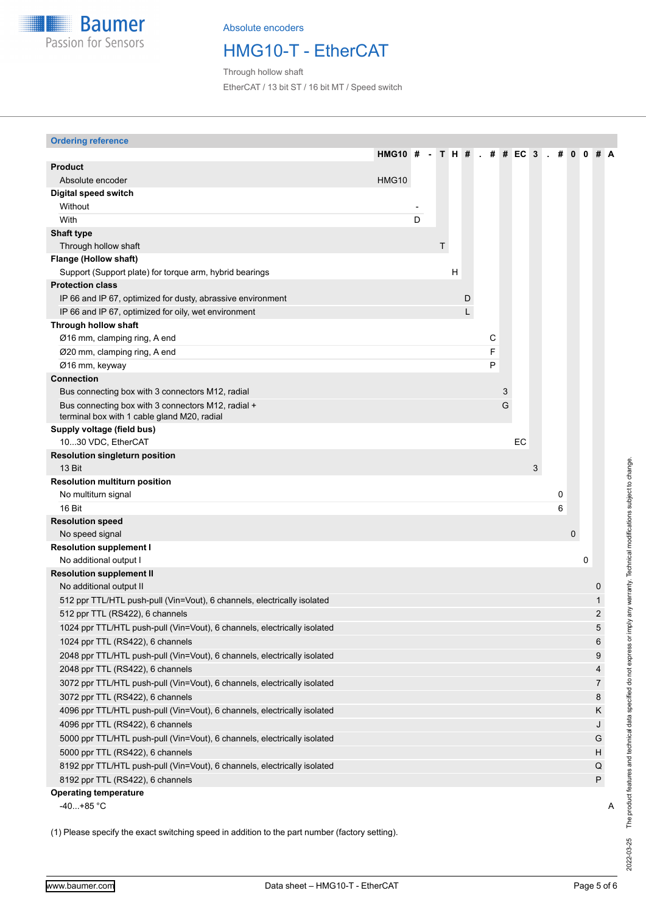Absolute encoders

# HMG10-T - EtherCAT

Through hollow shaft

EtherCAT / 13 bit ST / 16 bit MT / Speed switch

## Ordering reference

| | HMG10 | # | - | T | H | # | . | # | # | EC | 3 | . | # | 0 | 0 | # | A |
|---|---|---|---|---|---|---|---|---|---|---|---|---|---|---|---|---|---|
| **Product** | | | | | | | | | | | | | | | | | |
| Absolute encoder | HMG10 | | | | | | | | | | | | | | | | |
| **Digital speed switch** | | | | | | | | | | | | | | | | | |
| Without | | - | | | | | | | | | | | | | | | |
| With | | D | | | | | | | | | | | | | | | |
| **Shaft type** | | | | | | | | | | | | | | | | | |
| Through hollow shaft | | | | T | | | | | | | | | | | | | |
| **Flange (Hollow shaft)** | | | | | | | | | | | | | | | | | |
| Support (Support plate) for torque arm, hybrid bearings | | | | | H | | | | | | | | | | | | |
| **Protection class** | | | | | | | | | | | | | | | | | |
| IP 66 and IP 67, optimized for dusty, abrasive environment | | | | | | D | | | | | | | | | | | |
| IP 66 and IP 67, optimized for oily, wet environment | | | | | | L | | | | | | | | | | | |
| **Through hollow shaft** | | | | | | | | | | | | | | | | | |
| Ø16 mm, clamping ring, A end | | | | | | | | C | | | | | | | | | |
| Ø20 mm, clamping ring, A end | | | | | | | | F | | | | | | | | | |
| Ø16 mm, keyway | | | | | | | | P | | | | | | | | | |
| **Connection** | | | | | | | | | | | | | | | | | |
| Bus connecting box with 3 connectors M12, radial | | | | | | | | | 3 | | | | | | | | |
| Bus connecting box with 3 connectors M12, radial + terminal box with 1 cable gland M20, radial | | | | | | | | | G | | | | | | | | |
| **Supply voltage (field bus)** | | | | | | | | | | | | | | | | | |
| 10...30 VDC, EtherCAT | | | | | | | | | | EC | | | | | | | |
| **Resolution singleturn position** | | | | | | | | | | | | | | | | | |
| 13 Bit | | | | | | | | | | | 3 | | | | | | |
| **Resolution multiturn position** | | | | | | | | | | | | | | | | | |
| No multiturn signal | | | | | | | | | | | | | 0 | | | | |
| 16 Bit | | | | | | | | | | | | | 6 | | | | |
| **Resolution speed** | | | | | | | | | | | | | | | | | |
| No speed signal | | | | | | | | | | | | | | 0 | | | |
| **Resolution supplement I** | | | | | | | | | | | | | | | | | |
| No additional output I | | | | | | | | | | | | | | | 0 | | |
| **Resolution supplement II** | | | | | | | | | | | | | | | | | |
| No additional output II | | | | | | | | | | | | | | | | 0 | |
| 512 ppr TTL/HTL push-pull (Vin=Vout), 6 channels, electrically isolated | | | | | | | | | | | | | | | | 1 | |
| 512 ppr TTL (RS422), 6 channels | | | | | | | | | | | | | | | | 2 | |
| 1024 ppr TTL/HTL push-pull (Vin=Vout), 6 channels, electrically isolated | | | | | | | | | | | | | | | | 5 | |
| 1024 ppr TTL (RS422), 6 channels | | | | | | | | | | | | | | | | 6 | |
| 2048 ppr TTL/HTL push-pull (Vin=Vout), 6 channels, electrically isolated | | | | | | | | | | | | | | | | 9 | |
| 2048 ppr TTL (RS422), 6 channels | | | | | | | | | | | | | | | | 4 | |
| 3072 ppr TTL/HTL push-pull (Vin=Vout), 6 channels, electrically isolated | | | | | | | | | | | | | | | | 7 | |
| 3072 ppr TTL (RS422), 6 channels | | | | | | | | | | | | | | | | 8 | |
| 4096 ppr TTL/HTL push-pull (Vin=Vout), 6 channels, electrically isolated | | | | | | | | | | | | | | | | K | |
| 4096 ppr TTL (RS422), 6 channels | | | | | | | | | | | | | | | | J | |
| 5000 ppr TTL/HTL push-pull (Vin=Vout), 6 channels, electrically isolated | | | | | | | | | | | | | | | | G | |
| 5000 ppr TTL (RS422), 6 channels | | | | | | | | | | | | | | | | H | |
| 8192 ppr TTL/HTL push-pull (Vin=Vout), 6 channels, electrically isolated | | | | | | | | | | | | | | | | Q | |
| 8192 ppr TTL (RS422), 6 channels | | | | | | | | | | | | | | | | P | |
| **Operating temperature** | | | | | | | | | | | | | | | | | |
| -40...+85 °C | | | | | | | | | | | | | | | | | A |

(1) Please specify the exact switching speed in addition to the part number (factory setting).

The product features and technical data specified do not express or imply any warranty. Technical modifications subject to change. 2022-03-25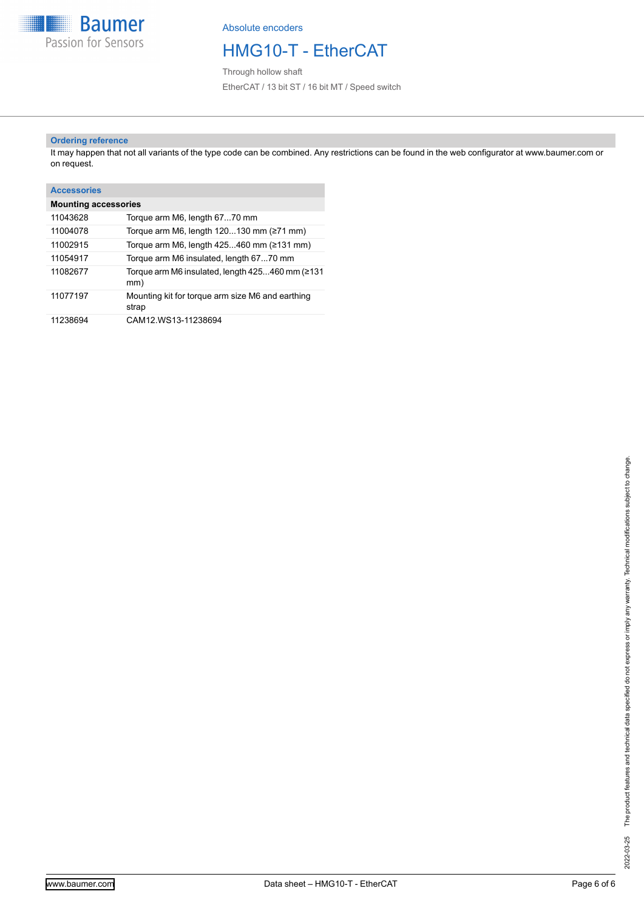## Ordering reference

It may happen that not all variants of the type code can be combined. Any restrictions can be found in the web configurator at www.baumer.com or on request.

## Accessories

| Mounting accessories | |
|---|---|
| 11043628 | Torque arm M6, length 67...70 mm |
| 11004078 | Torque arm M6, length 120...130 mm (≥71 mm) |
| 11002915 | Torque arm M6, length 425...460 mm (≥131 mm) |
| 11054917 | Torque arm M6 insulated, length 67...70 mm |
| 11082677 | Torque arm M6 insulated, length 425...460 mm (≥131 mm) |
| 11077197 | Mounting kit for torque arm size M6 and earthing strap |
| 11238694 | CAM12.WS13-11238694 |